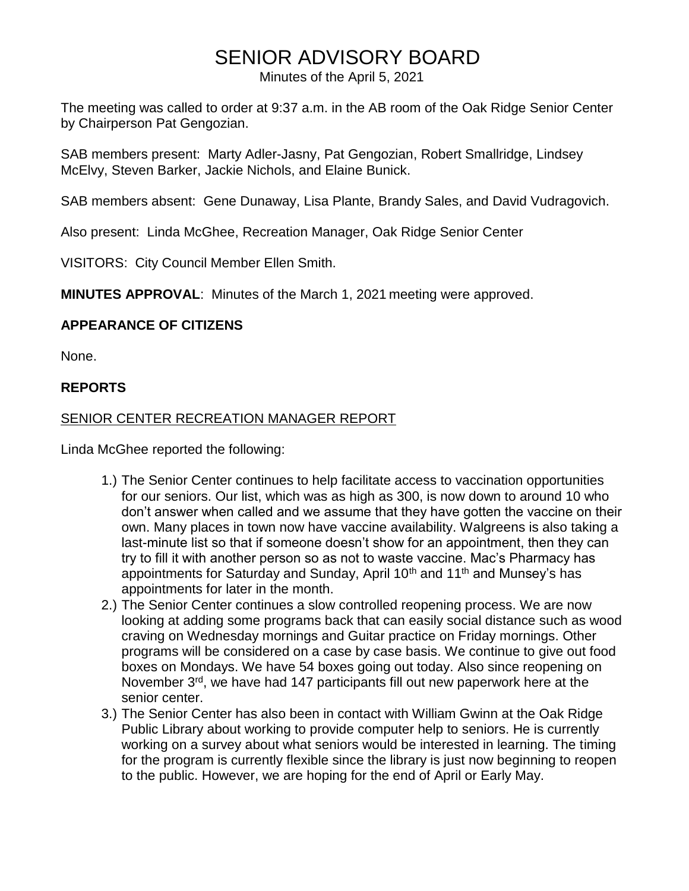# SENIOR ADVISORY BOARD

Minutes of the April 5, 2021

The meeting was called to order at 9:37 a.m. in the AB room of the Oak Ridge Senior Center by Chairperson Pat Gengozian.

SAB members present: Marty Adler-Jasny, Pat Gengozian, Robert Smallridge, Lindsey McElvy, Steven Barker, Jackie Nichols, and Elaine Bunick.

SAB members absent: Gene Dunaway, Lisa Plante, Brandy Sales, and David Vudragovich.

Also present: Linda McGhee, Recreation Manager, Oak Ridge Senior Center

VISITORS: City Council Member Ellen Smith.

**MINUTES APPROVAL**: Minutes of the March 1, 2021 meeting were approved.

## APPEARANCE OF CITIZENS

None.

## REPORTS

### SENIOR CENTER RECREATION MANAGER REPORT

Linda McGhee reported the following:

1.) The Senior Center continues to help facilitate access to vaccination opportunities for our seniors. Our list, which was as high as 300, is now down to around 10 who don't answer when called and we assume that they have gotten the vaccine on their own. Many places in town now have vaccine availability. Walgreens is also taking a last-minute list so that if someone doesn't show for an appointment, then they can try to fill it with another person so as not to waste vaccine. Mac's Pharmacy has appointments for Saturday and Sunday, April 10th and 11th and Munsey's has appointments for later in the month.

2.) The Senior Center continues a slow controlled reopening process. We are now looking at adding some programs back that can easily social distance such as wood craving on Wednesday mornings and Guitar practice on Friday mornings. Other programs will be considered on a case by case basis. We continue to give out food boxes on Mondays. We have 54 boxes going out today. Also since reopening on November 3rd, we have had 147 participants fill out new paperwork here at the senior center.

3.) The Senior Center has also been in contact with William Gwinn at the Oak Ridge Public Library about working to provide computer help to seniors. He is currently working on a survey about what seniors would be interested in learning. The timing for the program is currently flexible since the library is just now beginning to reopen to the public. However, we are hoping for the end of April or Early May.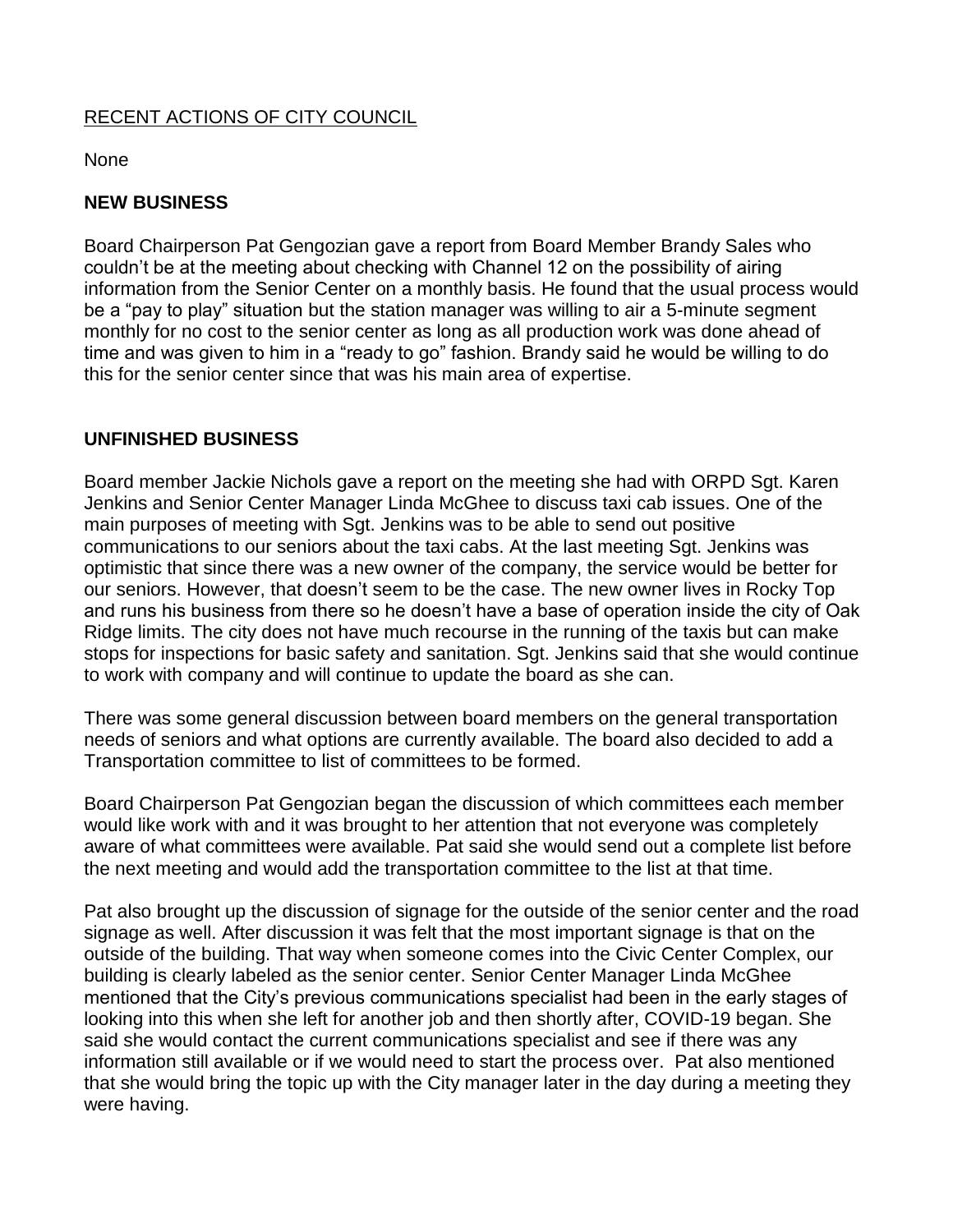RECENT ACTIONS OF CITY COUNCIL

None

**NEW BUSINESS**

Board Chairperson Pat Gengozian gave a report from Board Member Brandy Sales who couldn't be at the meeting about checking with Channel 12 on the possibility of airing information from the Senior Center on a monthly basis. He found that the usual process would be a "pay to play" situation but the station manager was willing to air a 5-minute segment monthly for no cost to the senior center as long as all production work was done ahead of time and was given to him in a "ready to go" fashion. Brandy said he would be willing to do this for the senior center since that was his main area of expertise.

**UNFINISHED BUSINESS**

Board member Jackie Nichols gave a report on the meeting she had with ORPD Sgt. Karen Jenkins and Senior Center Manager Linda McGhee to discuss taxi cab issues. One of the main purposes of meeting with Sgt. Jenkins was to be able to send out positive communications to our seniors about the taxi cabs. At the last meeting Sgt. Jenkins was optimistic that since there was a new owner of the company, the service would be better for our seniors. However, that doesn't seem to be the case. The new owner lives in Rocky Top and runs his business from there so he doesn't have a base of operation inside the city of Oak Ridge limits. The city does not have much recourse in the running of the taxis but can make stops for inspections for basic safety and sanitation. Sgt. Jenkins said that she would continue to work with company and will continue to update the board as she can.

There was some general discussion between board members on the general transportation needs of seniors and what options are currently available. The board also decided to add a Transportation committee to list of committees to be formed.

Board Chairperson Pat Gengozian began the discussion of which committees each member would like work with and it was brought to her attention that not everyone was completely aware of what committees were available. Pat said she would send out a complete list before the next meeting and would add the transportation committee to the list at that time.

Pat also brought up the discussion of signage for the outside of the senior center and the road signage as well. After discussion it was felt that the most important signage is that on the outside of the building. That way when someone comes into the Civic Center Complex, our building is clearly labeled as the senior center. Senior Center Manager Linda McGhee mentioned that the City's previous communications specialist had been in the early stages of looking into this when she left for another job and then shortly after, COVID-19 began. She said she would contact the current communications specialist and see if there was any information still available or if we would need to start the process over. Pat also mentioned that she would bring the topic up with the City manager later in the day during a meeting they were having.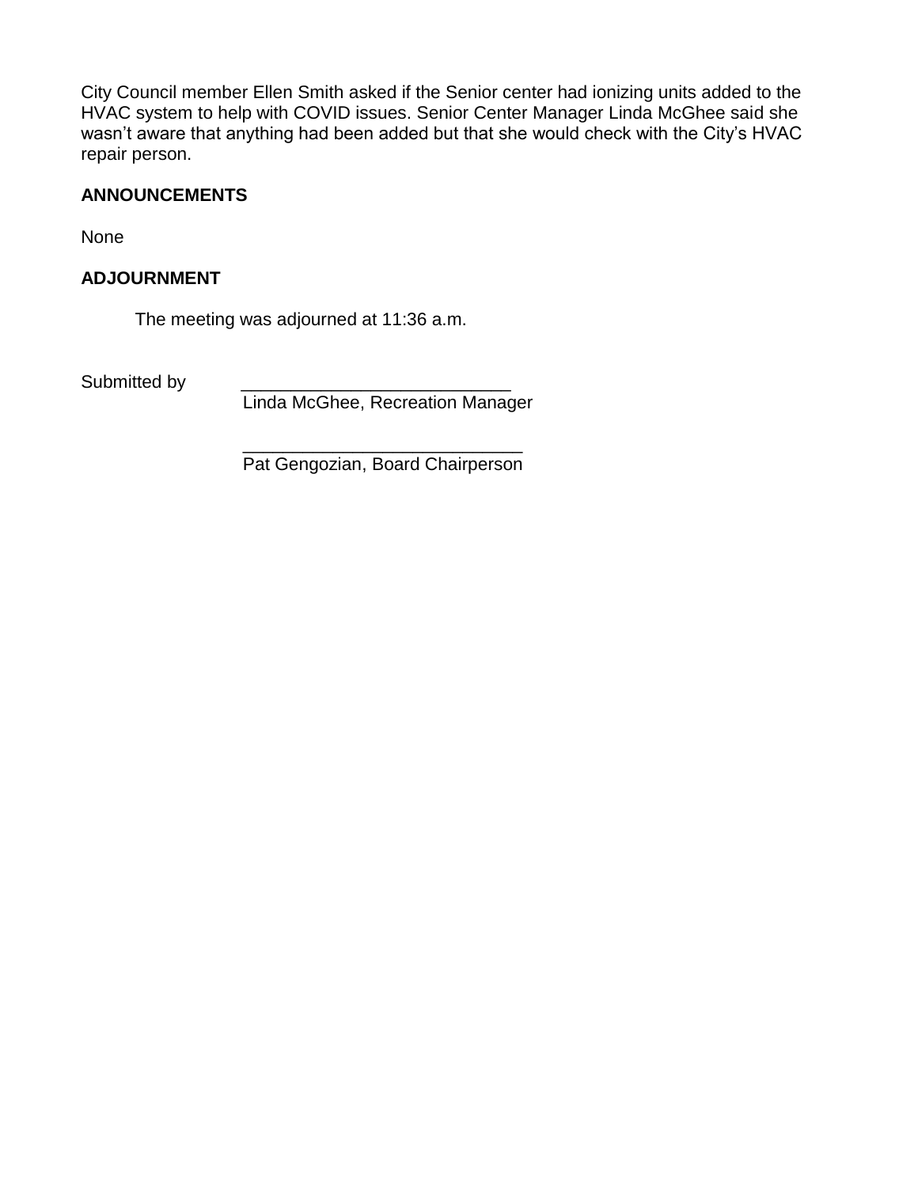City Council member Ellen Smith asked if the Senior center had ionizing units added to the HVAC system to help with COVID issues. Senior Center Manager Linda McGhee said she wasn't aware that anything had been added but that she would check with the City's HVAC repair person.

**ANNOUNCEMENTS**

None

**ADJOURNMENT**

The meeting was adjourned at 11:36 a.m.

Submitted by ____________________________
Linda McGhee, Recreation Manager

____________________________
Pat Gengozian, Board Chairperson